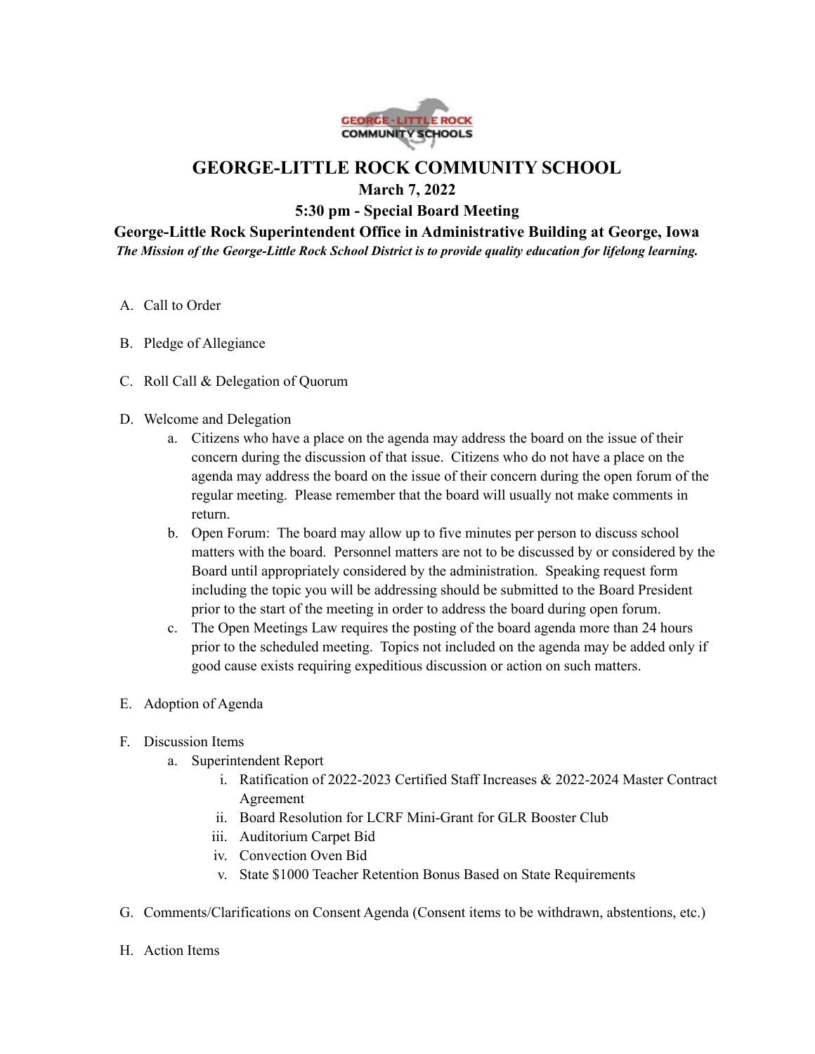# GEORGE-LITTLE ROCK COMMUNITY SCHOOL

**March 7, 2022**

**5:30 pm - Special Board Meeting**

**George-Little Rock Superintendent Office in Administrative Building at George, Iowa**

***The Mission of the George-Little Rock School District is to provide quality education for lifelong learning.***

A. Call to Order

B. Pledge of Allegiance

C. Roll Call & Delegation of Quorum

D. Welcome and Delegation
   a. Citizens who have a place on the agenda may address the board on the issue of their concern during the discussion of that issue. Citizens who do not have a place on the agenda may address the board on the issue of their concern during the open forum of the regular meeting. Please remember that the board will usually not make comments in return.
   b. Open Forum: The board may allow up to five minutes per person to discuss school matters with the board. Personnel matters are not to be discussed by or considered by the Board until appropriately considered by the administration. Speaking request form including the topic you will be addressing should be submitted to the Board President prior to the start of the meeting in order to address the board during open forum.
   c. The Open Meetings Law requires the posting of the board agenda more than 24 hours prior to the scheduled meeting. Topics not included on the agenda may be added only if good cause exists requiring expeditious discussion or action on such matters.

E. Adoption of Agenda

F. Discussion Items
   a. Superintendent Report
      i. Ratification of 2022-2023 Certified Staff Increases & 2022-2024 Master Contract Agreement
      ii. Board Resolution for LCRF Mini-Grant for GLR Booster Club
      iii. Auditorium Carpet Bid
      iv. Convection Oven Bid
      v. State $1000 Teacher Retention Bonus Based on State Requirements

G. Comments/Clarifications on Consent Agenda (Consent items to be withdrawn, abstentions, etc.)

H. Action Items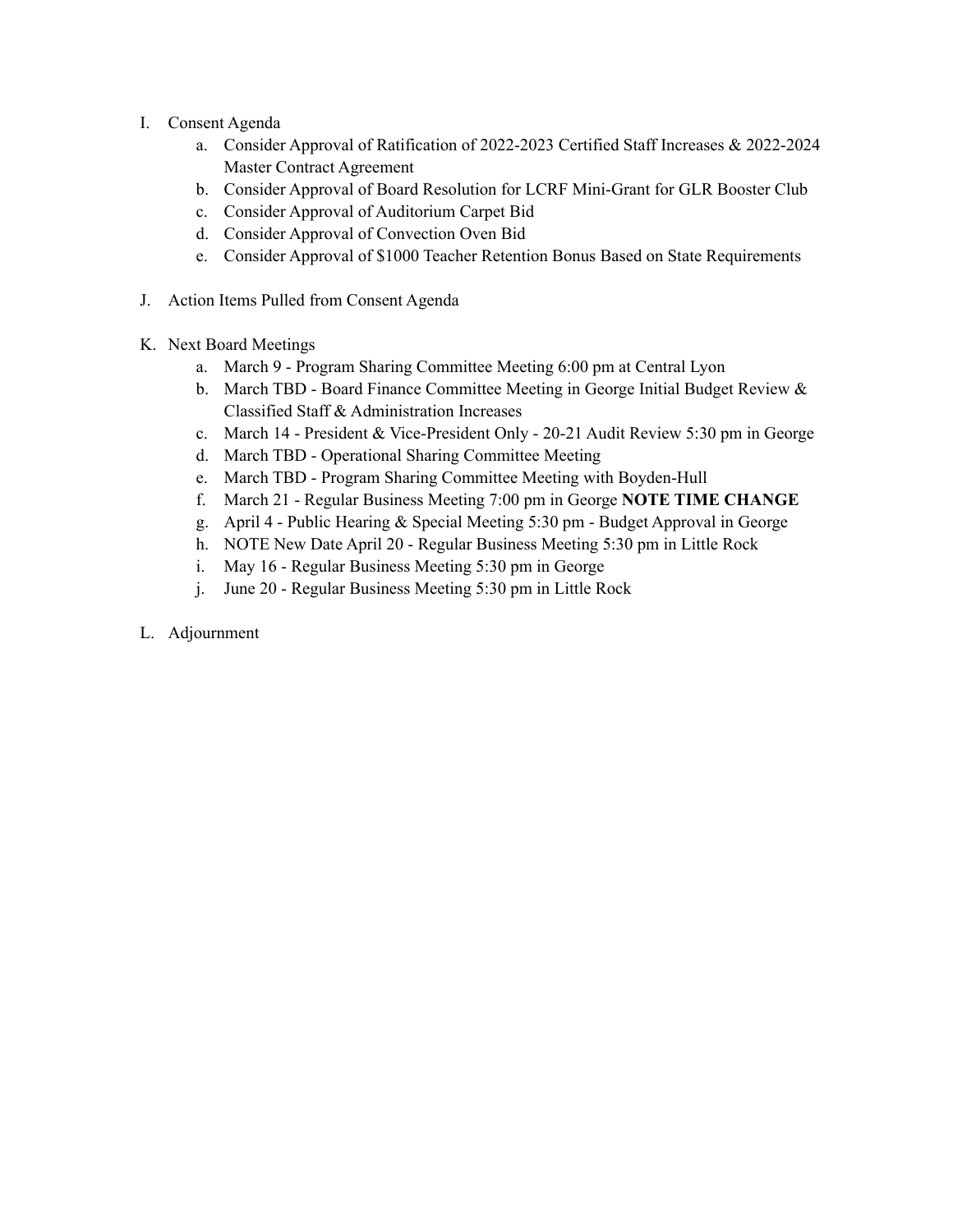I. Consent Agenda
    a. Consider Approval of Ratification of 2022-2023 Certified Staff Increases & 2022-2024 Master Contract Agreement
    b. Consider Approval of Board Resolution for LCRF Mini-Grant for GLR Booster Club
    c. Consider Approval of Auditorium Carpet Bid
    d. Consider Approval of Convection Oven Bid
    e. Consider Approval of $1000 Teacher Retention Bonus Based on State Requirements

J. Action Items Pulled from Consent Agenda

K. Next Board Meetings
    a. March 9 - Program Sharing Committee Meeting 6:00 pm at Central Lyon
    b. March TBD - Board Finance Committee Meeting in George Initial Budget Review & Classified Staff & Administration Increases
    c. March 14 - President & Vice-President Only - 20-21 Audit Review 5:30 pm in George
    d. March TBD - Operational Sharing Committee Meeting
    e. March TBD - Program Sharing Committee Meeting with Boyden-Hull
    f. March 21 - Regular Business Meeting 7:00 pm in George **NOTE TIME CHANGE**
    g. April 4 - Public Hearing & Special Meeting 5:30 pm - Budget Approval in George
    h. NOTE New Date April 20 - Regular Business Meeting 5:30 pm in Little Rock
    i. May 16 - Regular Business Meeting 5:30 pm in George
    j. June 20 - Regular Business Meeting 5:30 pm in Little Rock

L. Adjournment